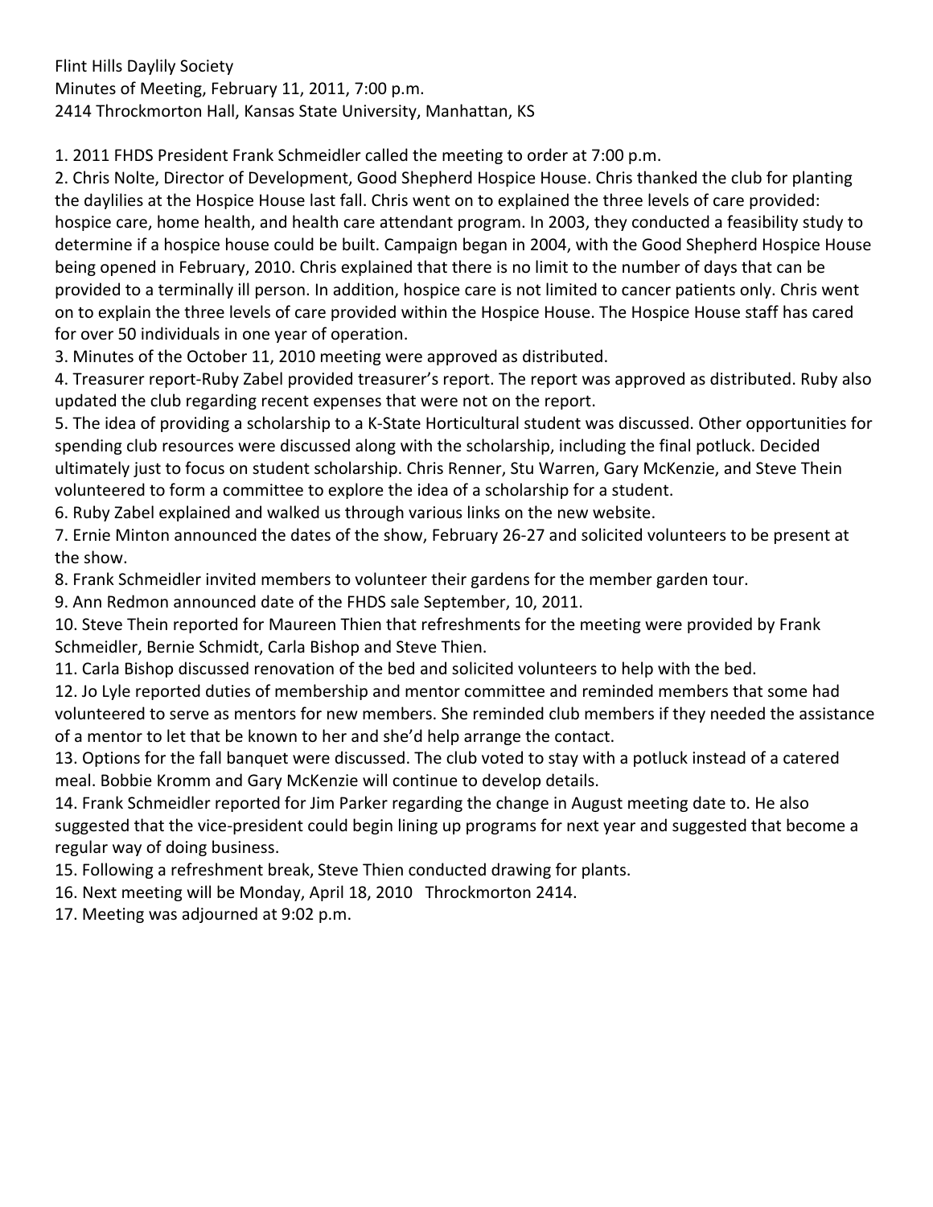Flint Hills Daylily Society
Minutes of Meeting, February 11, 2011, 7:00 p.m.
2414 Throckmorton Hall, Kansas State University, Manhattan, KS

1. 2011 FHDS President Frank Schmeidler called the meeting to order at 7:00 p.m.
2. Chris Nolte, Director of Development, Good Shepherd Hospice House. Chris thanked the club for planting the daylilies at the Hospice House last fall. Chris went on to explained the three levels of care provided: hospice care, home health, and health care attendant program. In 2003, they conducted a feasibility study to determine if a hospice house could be built. Campaign began in 2004, with the Good Shepherd Hospice House being opened in February, 2010. Chris explained that there is no limit to the number of days that can be provided to a terminally ill person. In addition, hospice care is not limited to cancer patients only. Chris went on to explain the three levels of care provided within the Hospice House. The Hospice House staff has cared for over 50 individuals in one year of operation.
3. Minutes of the October 11, 2010 meeting were approved as distributed.
4. Treasurer report-Ruby Zabel provided treasurer's report. The report was approved as distributed. Ruby also updated the club regarding recent expenses that were not on the report.
5. The idea of providing a scholarship to a K-State Horticultural student was discussed. Other opportunities for spending club resources were discussed along with the scholarship, including the final potluck. Decided ultimately just to focus on student scholarship. Chris Renner, Stu Warren, Gary McKenzie, and Steve Thein volunteered to form a committee to explore the idea of a scholarship for a student.
6. Ruby Zabel explained and walked us through various links on the new website.
7. Ernie Minton announced the dates of the show, February 26-27 and solicited volunteers to be present at the show.
8. Frank Schmeidler invited members to volunteer their gardens for the member garden tour.
9. Ann Redmon announced date of the FHDS sale September, 10, 2011.
10. Steve Thein reported for Maureen Thien that refreshments for the meeting were provided by Frank Schmeidler, Bernie Schmidt, Carla Bishop and Steve Thien.
11. Carla Bishop discussed renovation of the bed and solicited volunteers to help with the bed.
12. Jo Lyle reported duties of membership and mentor committee and reminded members that some had volunteered to serve as mentors for new members. She reminded club members if they needed the assistance of a mentor to let that be known to her and she'd help arrange the contact.
13. Options for the fall banquet were discussed. The club voted to stay with a potluck instead of a catered meal. Bobbie Kromm and Gary McKenzie will continue to develop details.
14. Frank Schmeidler reported for Jim Parker regarding the change in August meeting date to. He also suggested that the vice-president could begin lining up programs for next year and suggested that become a regular way of doing business.
15. Following a refreshment break, Steve Thien conducted drawing for plants.
16. Next meeting will be Monday, April 18, 2010 Throckmorton 2414.
17. Meeting was adjourned at 9:02 p.m.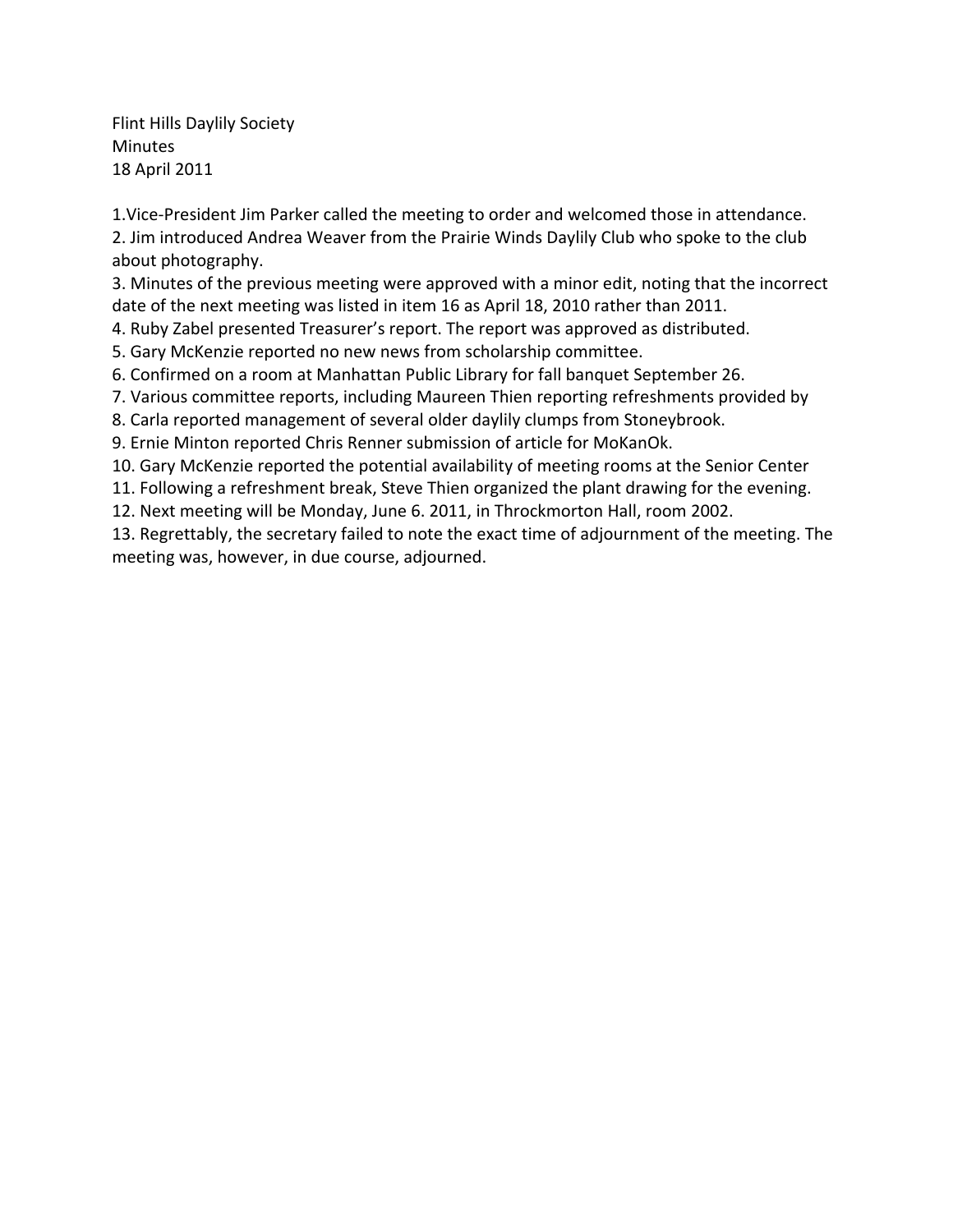Flint Hills Daylily Society
Minutes
18 April 2011

1.Vice-President Jim Parker called the meeting to order and welcomed those in attendance.
2. Jim introduced Andrea Weaver from the Prairie Winds Daylily Club who spoke to the club about photography.
3. Minutes of the previous meeting were approved with a minor edit, noting that the incorrect date of the next meeting was listed in item 16 as April 18, 2010 rather than 2011.
4. Ruby Zabel presented Treasurer's report. The report was approved as distributed.
5. Gary McKenzie reported no new news from scholarship committee.
6. Confirmed on a room at Manhattan Public Library for fall banquet September 26.
7. Various committee reports, including Maureen Thien reporting refreshments provided by
8. Carla reported management of several older daylily clumps from Stoneybrook.
9. Ernie Minton reported Chris Renner submission of article for MoKanOk.
10. Gary McKenzie reported the potential availability of meeting rooms at the Senior Center
11. Following a refreshment break, Steve Thien organized the plant drawing for the evening.
12. Next meeting will be Monday, June 6. 2011, in Throckmorton Hall, room 2002.
13. Regrettably, the secretary failed to note the exact time of adjournment of the meeting. The meeting was, however, in due course, adjourned.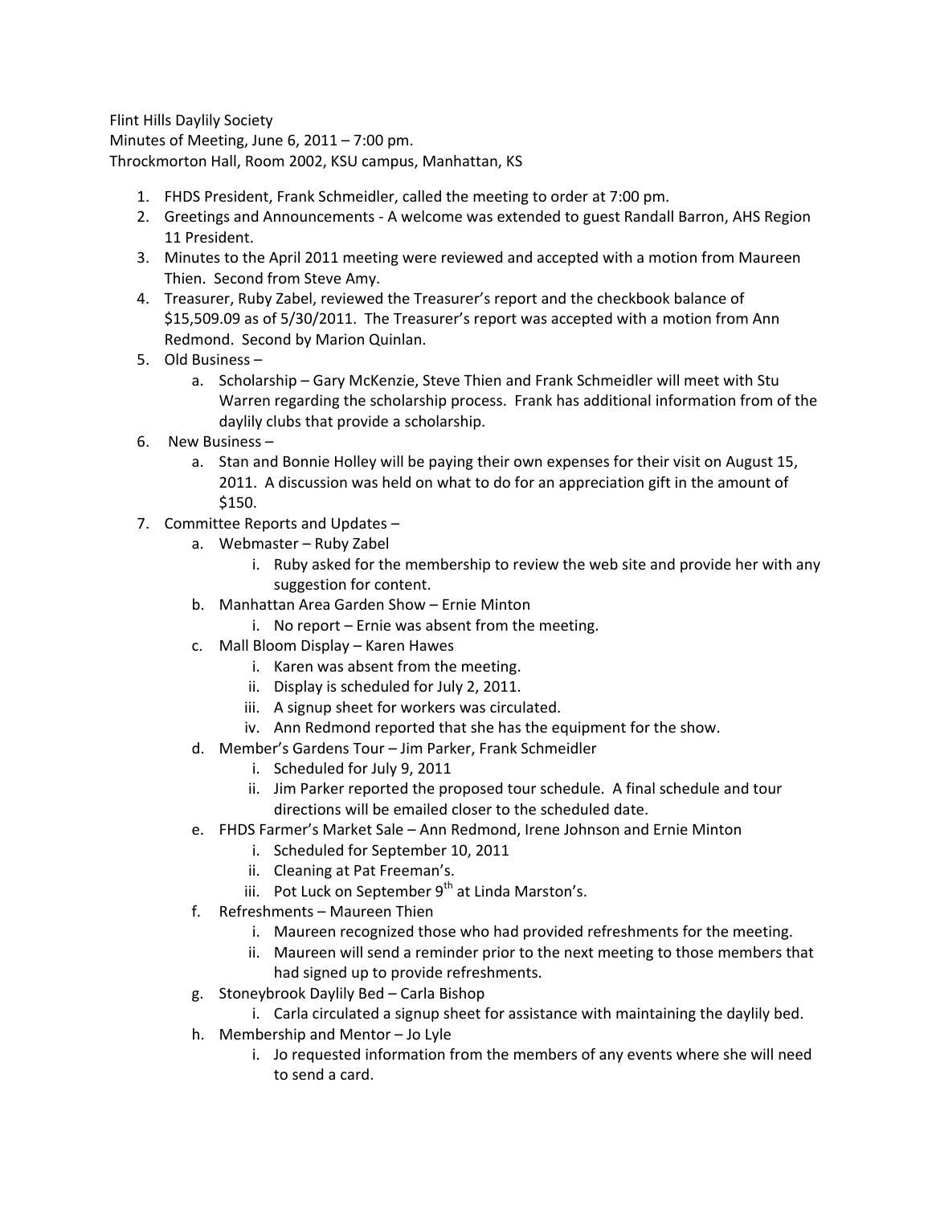Flint Hills Daylily Society
Minutes of Meeting, June 6, 2011 – 7:00 pm.
Throckmorton Hall, Room 2002, KSU campus, Manhattan, KS

1. FHDS President, Frank Schmeidler, called the meeting to order at 7:00 pm.
2. Greetings and Announcements - A welcome was extended to guest Randall Barron, AHS Region 11 President.
3. Minutes to the April 2011 meeting were reviewed and accepted with a motion from Maureen Thien. Second from Steve Amy.
4. Treasurer, Ruby Zabel, reviewed the Treasurer's report and the checkbook balance of $15,509.09 as of 5/30/2011. The Treasurer's report was accepted with a motion from Ann Redmond. Second by Marion Quinlan.
5. Old Business –
    a. Scholarship – Gary McKenzie, Steve Thien and Frank Schmeidler will meet with Stu Warren regarding the scholarship process. Frank has additional information from of the daylily clubs that provide a scholarship.
6. New Business –
    a. Stan and Bonnie Holley will be paying their own expenses for their visit on August 15, 2011. A discussion was held on what to do for an appreciation gift in the amount of $150.
7. Committee Reports and Updates –
    a. Webmaster – Ruby Zabel
        i. Ruby asked for the membership to review the web site and provide her with any suggestion for content.
    b. Manhattan Area Garden Show – Ernie Minton
        i. No report – Ernie was absent from the meeting.
    c. Mall Bloom Display – Karen Hawes
        i. Karen was absent from the meeting.
        ii. Display is scheduled for July 2, 2011.
        iii. A signup sheet for workers was circulated.
        iv. Ann Redmond reported that she has the equipment for the show.
    d. Member's Gardens Tour – Jim Parker, Frank Schmeidler
        i. Scheduled for July 9, 2011
        ii. Jim Parker reported the proposed tour schedule. A final schedule and tour directions will be emailed closer to the scheduled date.
    e. FHDS Farmer's Market Sale – Ann Redmond, Irene Johnson and Ernie Minton
        i. Scheduled for September 10, 2011
        ii. Cleaning at Pat Freeman's.
        iii. Pot Luck on September 9th at Linda Marston's.
    f. Refreshments – Maureen Thien
        i. Maureen recognized those who had provided refreshments for the meeting.
        ii. Maureen will send a reminder prior to the next meeting to those members that had signed up to provide refreshments.
    g. Stoneybrook Daylily Bed – Carla Bishop
        i. Carla circulated a signup sheet for assistance with maintaining the daylily bed.
    h. Membership and Mentor – Jo Lyle
        i. Jo requested information from the members of any events where she will need to send a card.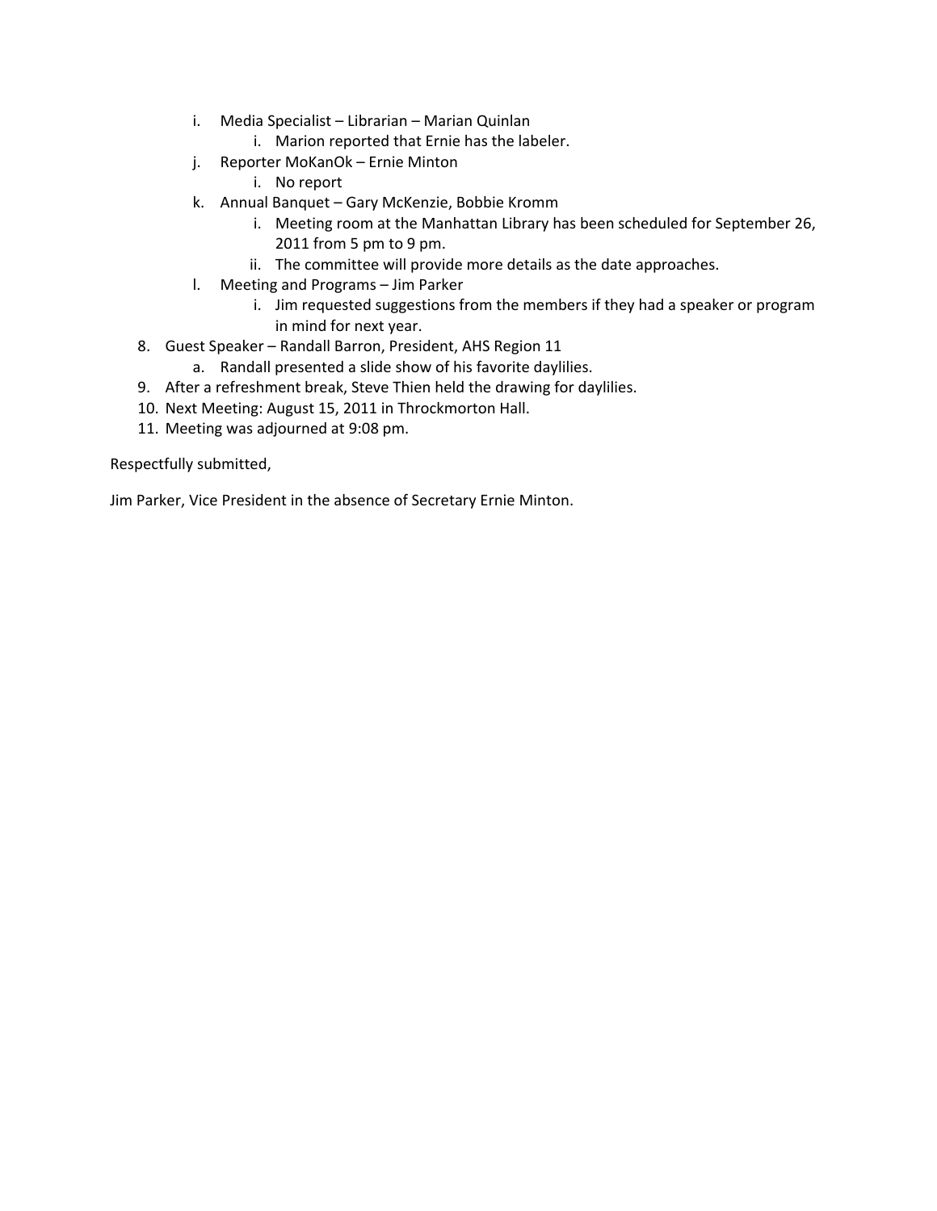i. Media Specialist – Librarian – Marian Quinlan
      i. Marion reported that Ernie has the labeler.
   j. Reporter MoKanOk – Ernie Minton
      i. No report
   k. Annual Banquet – Gary McKenzie, Bobbie Kromm
      i. Meeting room at the Manhattan Library has been scheduled for September 26, 2011 from 5 pm to 9 pm.
      ii. The committee will provide more details as the date approaches.
   l. Meeting and Programs – Jim Parker
      i. Jim requested suggestions from the members if they had a speaker or program in mind for next year.

8. Guest Speaker – Randall Barron, President, AHS Region 11
   a. Randall presented a slide show of his favorite daylilies.
9. After a refreshment break, Steve Thien held the drawing for daylilies.
10. Next Meeting: August 15, 2011 in Throckmorton Hall.
11. Meeting was adjourned at 9:08 pm.

Respectfully submitted,

Jim Parker, Vice President in the absence of Secretary Ernie Minton.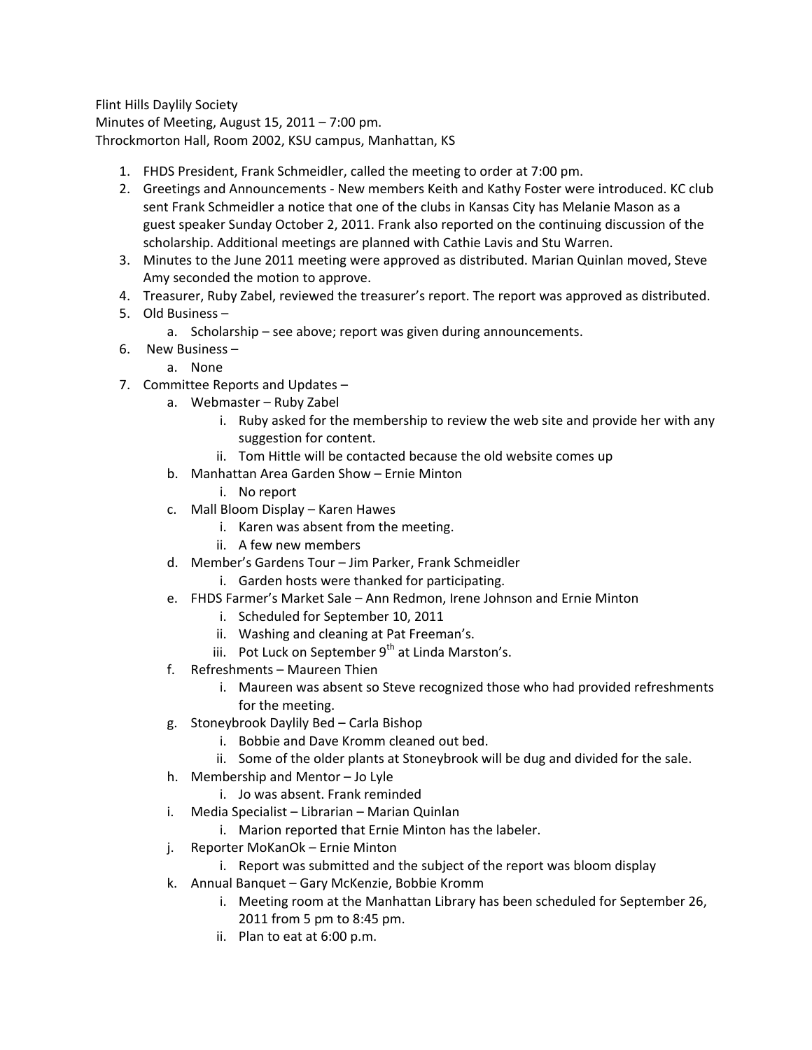Flint Hills Daylily Society
Minutes of Meeting, August 15, 2011 – 7:00 pm.
Throckmorton Hall, Room 2002, KSU campus, Manhattan, KS

1. FHDS President, Frank Schmeidler, called the meeting to order at 7:00 pm.
2. Greetings and Announcements - New members Keith and Kathy Foster were introduced. KC club sent Frank Schmeidler a notice that one of the clubs in Kansas City has Melanie Mason as a guest speaker Sunday October 2, 2011. Frank also reported on the continuing discussion of the scholarship. Additional meetings are planned with Cathie Lavis and Stu Warren.
3. Minutes to the June 2011 meeting were approved as distributed. Marian Quinlan moved, Steve Amy seconded the motion to approve.
4. Treasurer, Ruby Zabel, reviewed the treasurer's report. The report was approved as distributed.
5. Old Business –
    a. Scholarship – see above; report was given during announcements.
6. New Business –
    a. None
7. Committee Reports and Updates –
    a. Webmaster – Ruby Zabel
        i. Ruby asked for the membership to review the web site and provide her with any suggestion for content.
        ii. Tom Hittle will be contacted because the old website comes up
    b. Manhattan Area Garden Show – Ernie Minton
        i. No report
    c. Mall Bloom Display – Karen Hawes
        i. Karen was absent from the meeting.
        ii. A few new members
    d. Member's Gardens Tour – Jim Parker, Frank Schmeidler
        i. Garden hosts were thanked for participating.
    e. FHDS Farmer's Market Sale – Ann Redmon, Irene Johnson and Ernie Minton
        i. Scheduled for September 10, 2011
        ii. Washing and cleaning at Pat Freeman's.
        iii. Pot Luck on September 9th at Linda Marston's.
    f. Refreshments – Maureen Thien
        i. Maureen was absent so Steve recognized those who had provided refreshments for the meeting.
    g. Stoneybrook Daylily Bed – Carla Bishop
        i. Bobbie and Dave Kromm cleaned out bed.
        ii. Some of the older plants at Stoneybrook will be dug and divided for the sale.
    h. Membership and Mentor – Jo Lyle
        i. Jo was absent. Frank reminded
    i. Media Specialist – Librarian – Marian Quinlan
        i. Marion reported that Ernie Minton has the labeler.
    j. Reporter MoKanOk – Ernie Minton
        i. Report was submitted and the subject of the report was bloom display
    k. Annual Banquet – Gary McKenzie, Bobbie Kromm
        i. Meeting room at the Manhattan Library has been scheduled for September 26, 2011 from 5 pm to 8:45 pm.
        ii. Plan to eat at 6:00 p.m.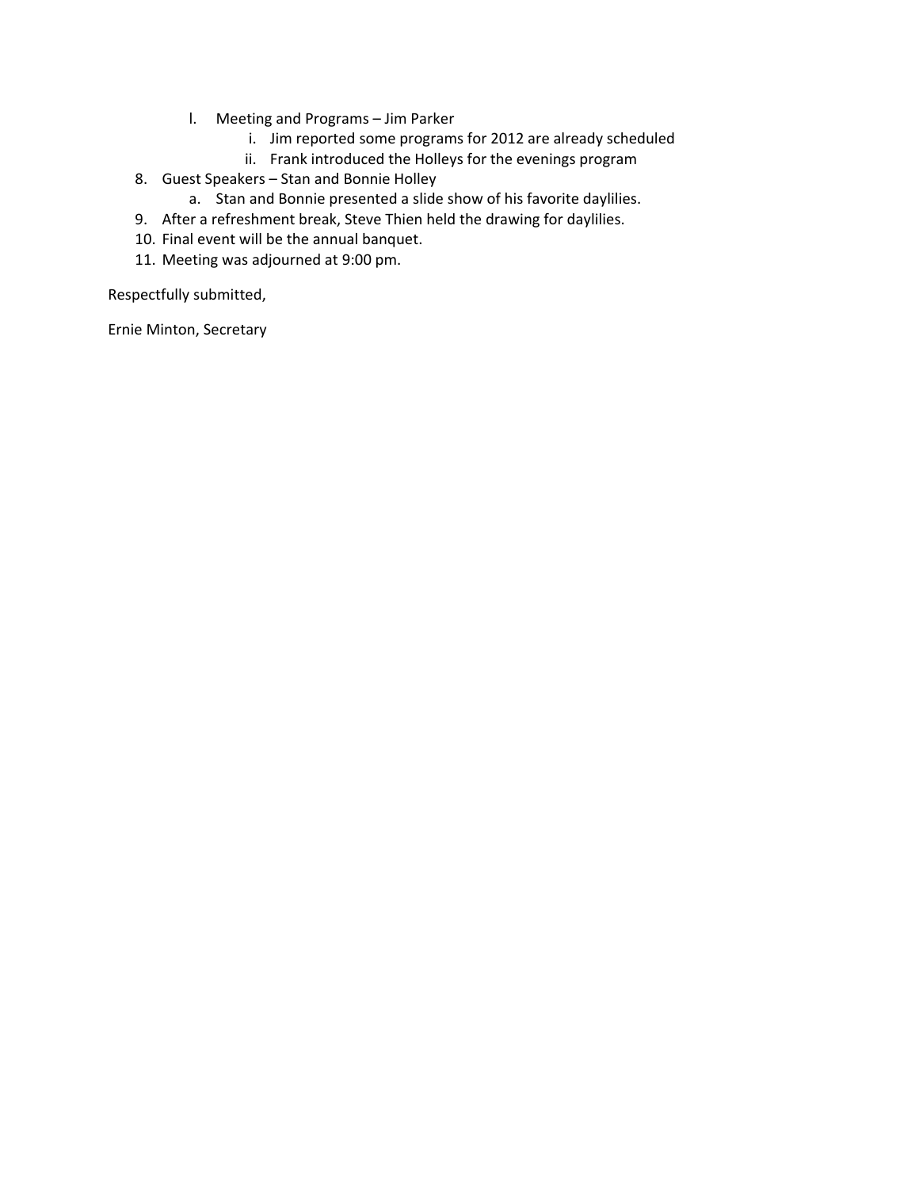l. Meeting and Programs – Jim Parker
    i. Jim reported some programs for 2012 are already scheduled
    ii. Frank introduced the Holleys for the evenings program

8. Guest Speakers – Stan and Bonnie Holley
    a. Stan and Bonnie presented a slide show of his favorite daylilies.
9. After a refreshment break, Steve Thien held the drawing for daylilies.
10. Final event will be the annual banquet.
11. Meeting was adjourned at 9:00 pm.

Respectfully submitted,

Ernie Minton, Secretary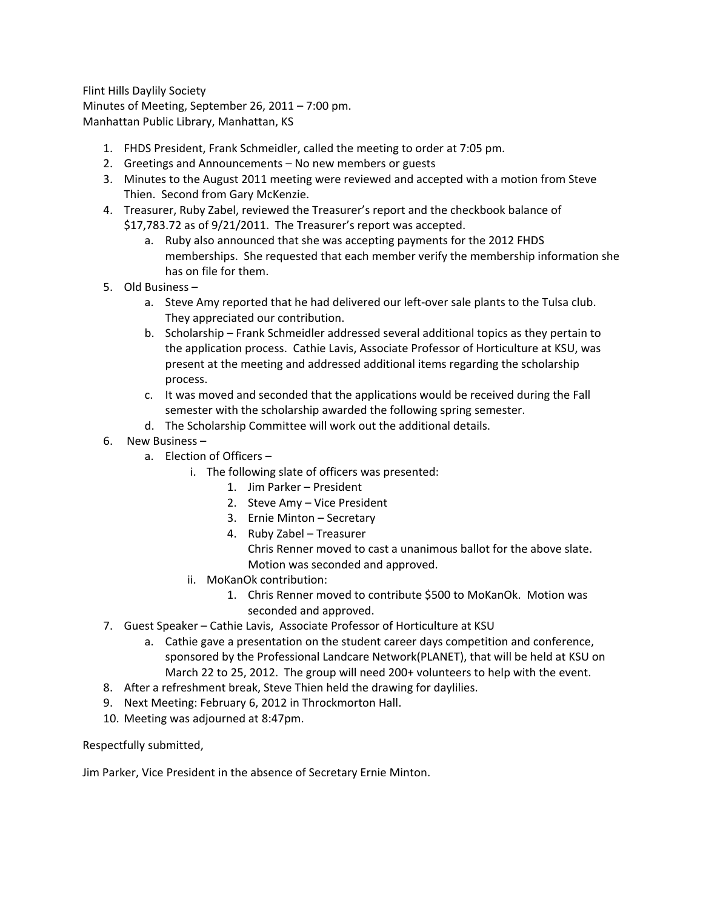Flint Hills Daylily Society
Minutes of Meeting, September 26, 2011 – 7:00 pm.
Manhattan Public Library, Manhattan, KS

1. FHDS President, Frank Schmeidler, called the meeting to order at 7:05 pm.
2. Greetings and Announcements – No new members or guests
3. Minutes to the August 2011 meeting were reviewed and accepted with a motion from Steve Thien. Second from Gary McKenzie.
4. Treasurer, Ruby Zabel, reviewed the Treasurer's report and the checkbook balance of $17,783.72 as of 9/21/2011. The Treasurer's report was accepted.
   a. Ruby also announced that she was accepting payments for the 2012 FHDS memberships. She requested that each member verify the membership information she has on file for them.
5. Old Business –
   a. Steve Amy reported that he had delivered our left-over sale plants to the Tulsa club. They appreciated our contribution.
   b. Scholarship – Frank Schmeidler addressed several additional topics as they pertain to the application process. Cathie Lavis, Associate Professor of Horticulture at KSU, was present at the meeting and addressed additional items regarding the scholarship process.
   c. It was moved and seconded that the applications would be received during the Fall semester with the scholarship awarded the following spring semester.
   d. The Scholarship Committee will work out the additional details.
6. New Business –
   a. Election of Officers –
      i. The following slate of officers was presented:
         1. Jim Parker – President
         2. Steve Amy – Vice President
         3. Ernie Minton – Secretary
         4. Ruby Zabel – Treasurer
            Chris Renner moved to cast a unanimous ballot for the above slate. Motion was seconded and approved.
      ii. MoKanOk contribution:
         1. Chris Renner moved to contribute $500 to MoKanOk. Motion was seconded and approved.
7. Guest Speaker – Cathie Lavis, Associate Professor of Horticulture at KSU
   a. Cathie gave a presentation on the student career days competition and conference, sponsored by the Professional Landcare Network(PLANET), that will be held at KSU on March 22 to 25, 2012. The group will need 200+ volunteers to help with the event.
8. After a refreshment break, Steve Thien held the drawing for daylilies.
9. Next Meeting: February 6, 2012 in Throckmorton Hall.
10. Meeting was adjourned at 8:47pm.

Respectfully submitted,

Jim Parker, Vice President in the absence of Secretary Ernie Minton.